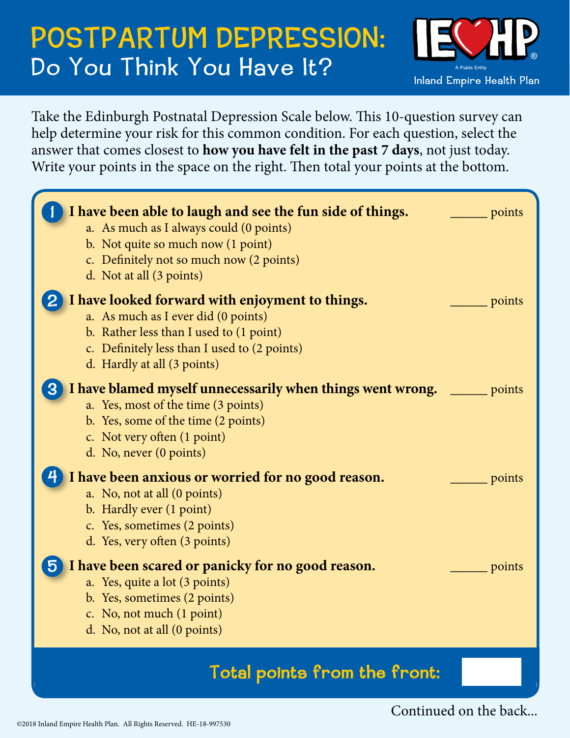# POSTPARTUM DEPRESSION:
## Do You Think You Have It?

IE HP

A Public Entity

Inland Empire Health Plan

Take the Edinburgh Postnatal Depression Scale below. This 10-question survey can help determine your risk for this common condition. For each question, select the answer that comes closest to **how you have felt in the past 7 days**, not just today. Write your points in the space on the right. Then total your points at the bottom.

**1 I have been able to laugh and see the fun side of things.** ______ points

a. As much as I always could (0 points)
b. Not quite so much now (1 point)
c. Definitely not so much now (2 points)
d. Not at all (3 points)

**2 I have looked forward with enjoyment to things.** ______ points

a. As much as I ever did (0 points)
b. Rather less than I used to (1 point)
c. Definitely less than I used to (2 points)
d. Hardly at all (3 points)

**3 I have blamed myself unnecessarily when things went wrong.** ______ points

a. Yes, most of the time (3 points)
b. Yes, some of the time (2 points)
c. Not very often (1 point)
d. No, never (0 points)

**4 I have been anxious or worried for no good reason.** ______ points

a. No, not at all (0 points)
b. Hardly ever (1 point)
c. Yes, sometimes (2 points)
d. Yes, very often (3 points)

**5 I have been scared or panicky for no good reason.** ______ points

a. Yes, quite a lot (3 points)
b. Yes, sometimes (2 points)
c. No, not much (1 point)
d. No, not at all (0 points)

**Total points from the front:** ______

Continued on the back...

©2018 Inland Empire Health Plan. All Rights Reserved. HE-18-997530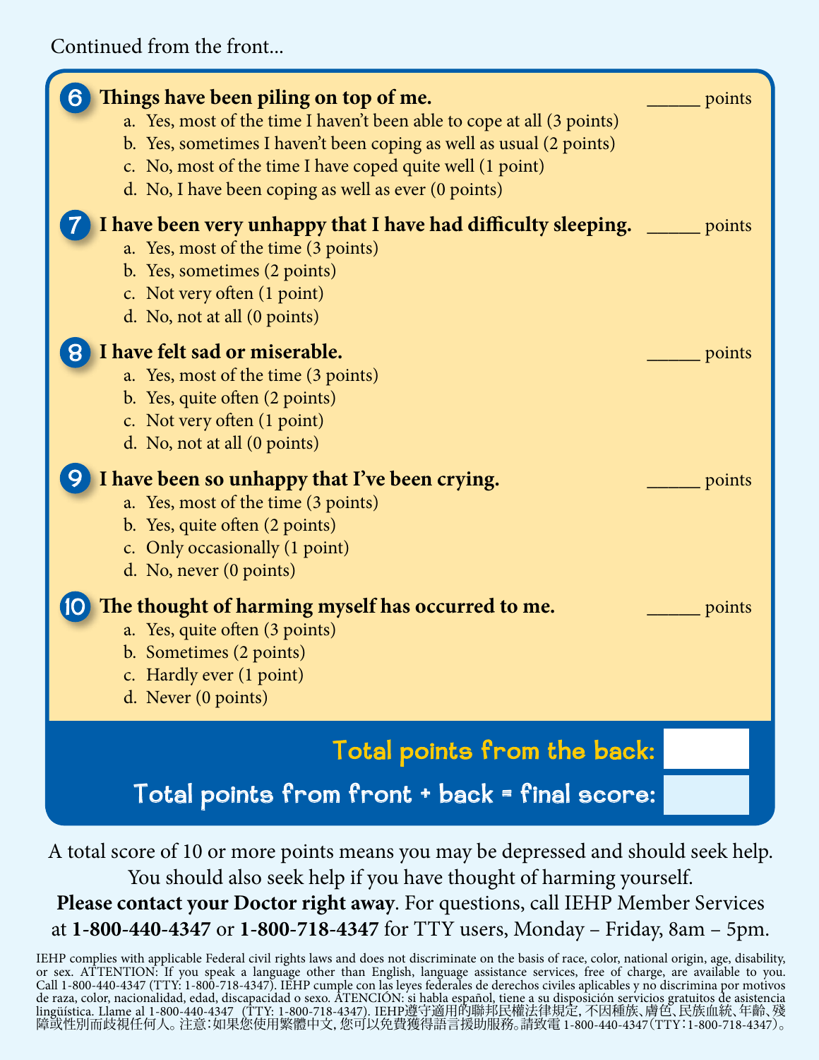Continued from the front...

**6 Things have been piling on top of me.** ______ points

a. Yes, most of the time I haven't been able to cope at all (3 points)
b. Yes, sometimes I haven't been coping as well as usual (2 points)
c. No, most of the time I have coped quite well (1 point)
d. No, I have been coping as well as ever (0 points)

**7 I have been very unhappy that I have had difficulty sleeping.** ______ points

a. Yes, most of the time (3 points)
b. Yes, sometimes (2 points)
c. Not very often (1 point)
d. No, not at all (0 points)

**8 I have felt sad or miserable.** ______ points

a. Yes, most of the time (3 points)
b. Yes, quite often (2 points)
c. Not very often (1 point)
d. No, not at all (0 points)

**9 I have been so unhappy that I've been crying.** ______ points

a. Yes, most of the time (3 points)
b. Yes, quite often (2 points)
c. Only occasionally (1 point)
d. No, never (0 points)

**10 The thought of harming myself has occurred to me.** ______ points

a. Yes, quite often (3 points)
b. Sometimes (2 points)
c. Hardly ever (1 point)
d. Never (0 points)

**Total points from the back:** ______

**Total points from front + back = final score:** ______

A total score of 10 or more points means you may be depressed and should seek help. You should also seek help if you have thought of harming yourself.

**Please contact your Doctor right away**. For questions, call IEHP Member Services at **1-800-440-4347** or **1-800-718-4347** for TTY users, Monday – Friday, 8am – 5pm.

IEHP complies with applicable Federal civil rights laws and does not discriminate on the basis of race, color, national origin, age, disability, or sex. ATTENTION: If you speak a language other than English, language assistance services, free of charge, are available to you. Call 1-800-440-4347 (TTY: 1-800-718-4347). IEHP cumple con las leyes federales de derechos civiles aplicables y no discrimina por motivos de raza, color, nacionalidad, edad, discapacidad o sexo. ATENCIÓN: si habla español, tiene a su disposición servicios gratuitos de asistencia lingüística. Llame al 1-800-440-4347 (TTY: 1-800-718-4347). IEHP遵守適用的聯邦民權法律規定，不因種族、膚色、民族血統、年齡、殘障或性別而歧視任何人。注意：如果您使用繁體中文，您可以免費獲得語言援助服務。請致電 1-800-440-4347（TTY：1-800-718-4347）。